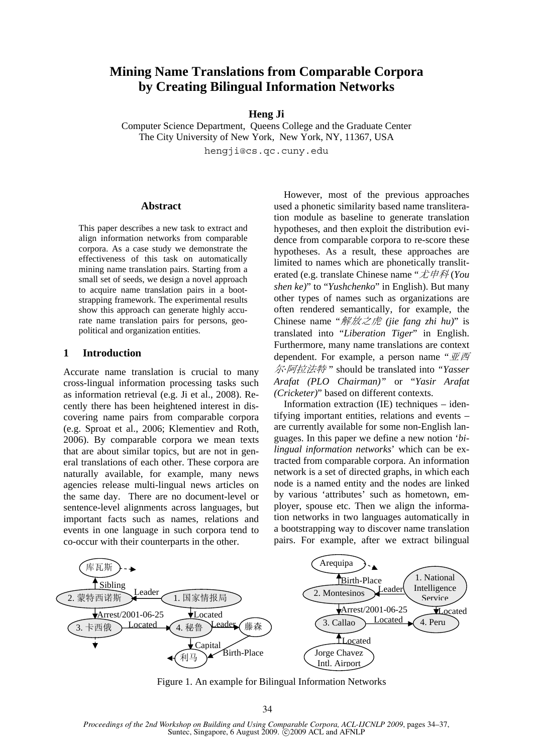# Mining Name Translations from Comparable Corpora by Creating Bilingual Information Networks

**Heng Ji**

Computer Science Department, Queens College and the Graduate Center
The City University of New York, New York, NY, 11367, USA

hengji@cs.qc.cuny.edu

## Abstract

This paper describes a new task to extract and align information networks from comparable corpora. As a case study we demonstrate the effectiveness of this task on automatically mining name translation pairs. Starting from a small set of seeds, we design a novel approach to acquire name translation pairs in a bootstrapping framework. The experimental results show this approach can generate highly accurate name translation pairs for persons, geopolitical and organization entities.

## 1 Introduction

Accurate name translation is crucial to many cross-lingual information processing tasks such as information retrieval (e.g. Ji et al., 2008). Recently there has been heightened interest in discovering name pairs from comparable corpora (e.g. Sproat et al., 2006; Klementiev and Roth, 2006). By comparable corpora we mean texts that are about similar topics, but are not in general translations of each other. These corpora are naturally available, for example, many news agencies release multi-lingual news articles on the same day. There are no document-level or sentence-level alignments across languages, but important facts such as names, relations and events in one language in such corpora tend to co-occur with their counterparts in the other.

However, most of the previous approaches used a phonetic similarity based name transliteration module as baseline to generate translation hypotheses, and then exploit the distribution evidence from comparable corpora to re-score these hypotheses. As a result, these approaches are limited to names which are phonetically transliterated (e.g. translate Chinese name "*尤申科* (*You shen ke*)" to "*Yushchenko*" in English). But many other types of names such as organizations are often rendered semantically, for example, the Chinese name "*解放之虎* (*jie fang zhi hu*)" is translated into "*Liberation Tiger*" in English. Furthermore, many name translations are context dependent. For example, a person name "*亚西尔·阿拉法特*" should be translated into "*Yasser Arafat (PLO Chairman)*" or "*Yasir Arafat (Cricketer)*" based on different contexts.

Information extraction (IE) techniques – identifying important entities, relations and events – are currently available for some non-English languages. In this paper we define a new notion '*bilingual information networks*' which can be extracted from comparable corpora. An information network is a set of directed graphs, in which each node is a named entity and the nodes are linked by various 'attributes' such as hometown, employer, spouse etc. Then we align the information networks in two languages automatically in a bootstrapping way to discover name translation pairs. For example, after we extract bilingual

Figure 1. An example for Bilingual Information Networks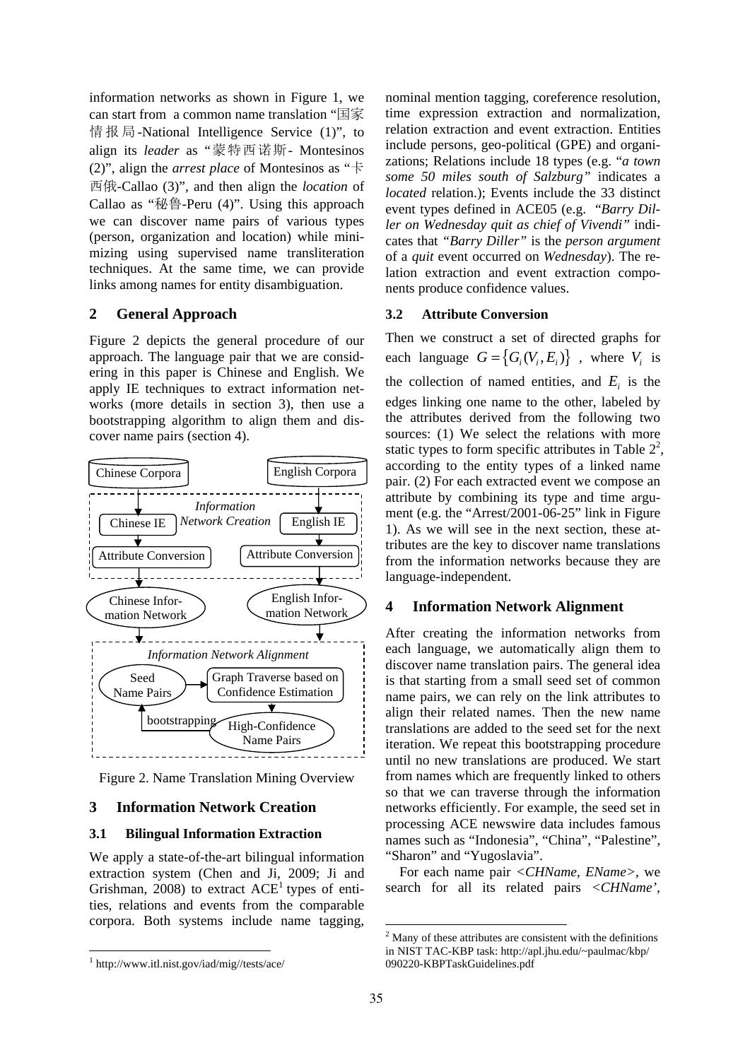information networks as shown in Figure 1, we can start from a common name translation "国家情报局-National Intelligence Service (1)", to align its *leader* as "蒙特西诺斯- Montesinos (2)", align the *arrest place* of Montesinos as "卡西俄-Callao (3)", and then align the *location* of Callao as "秘鲁-Peru (4)". Using this approach we can discover name pairs of various types (person, organization and location) while minimizing using supervised name transliteration techniques. At the same time, we can provide links among names for entity disambiguation.

## 2 General Approach

Figure 2 depicts the general procedure of our approach. The language pair that we are considering in this paper is Chinese and English. We apply IE techniques to extract information networks (more details in section 3), then use a bootstrapping algorithm to align them and discover name pairs (section 4).

Chinese Corpora | English Corpora
*Information Network Creation*: Chinese IE → Attribute Conversion; English IE → Attribute Conversion
Chinese Information Network | English Information Network
*Information Network Alignment*: Seed Name Pairs → Graph Traverse based on Confidence Estimation → High-Confidence Name Pairs → bootstrapping

Figure 2. Name Translation Mining Overview

## 3 Information Network Creation

### 3.1 Bilingual Information Extraction

We apply a state-of-the-art bilingual information extraction system (Chen and Ji, 2009; Ji and Grishman, 2008) to extract ACE[1] types of entities, relations and events from the comparable corpora. Both systems include name tagging, nominal mention tagging, coreference resolution, time expression extraction and normalization, relation extraction and event extraction. Entities include persons, geo-political (GPE) and organizations; Relations include 18 types (e.g. "*a town some 50 miles south of Salzburg*" indicates a *located* relation.); Events include the 33 distinct event types defined in ACE05 (e.g. "*Barry Diller on Wednesday quit as chief of Vivendi*" indicates that "*Barry Diller*" is the *person argument* of a *quit* event occurred on *Wednesday*). The relation extraction and event extraction components produce confidence values.

### 3.2 Attribute Conversion

Then we construct a set of directed graphs for each language $G = \{G_i(V_i, E_i)\}$ , where $V_i$ is the collection of named entities, and $E_i$ is the edges linking one name to the other, labeled by the attributes derived from the following two sources: (1) We select the relations with more static types to form specific attributes in Table 2[2], according to the entity types of a linked name pair. (2) For each extracted event we compose an attribute by combining its type and time argument (e.g. the "Arrest/2001-06-25" link in Figure 1). As we will see in the next section, these attributes are the key to discover name translations from the information networks because they are language-independent.

## 4 Information Network Alignment

After creating the information networks from each language, we automatically align them to discover name translation pairs. The general idea is that starting from a small seed set of common name pairs, we can rely on the link attributes to align their related names. Then the new name translations are added to the seed set for the next iteration. We repeat this bootstrapping procedure until no new translations are produced. We start from names which are frequently linked to others so that we can traverse through the information networks efficiently. For example, the seed set in processing ACE newswire data includes famous names such as "Indonesia", "China", "Palestine", "Sharon" and "Yugoslavia".

For each name pair <*CHName*, *EName*>, we search for all its related pairs <*CHName'*,

---

[1] http://www.itl.nist.gov/iad/mig//tests/ace/

[2] Many of these attributes are consistent with the definitions in NIST TAC-KBP task: http://apl.jhu.edu/~paulmac/kbp/090220-KBPTaskGuidelines.pdf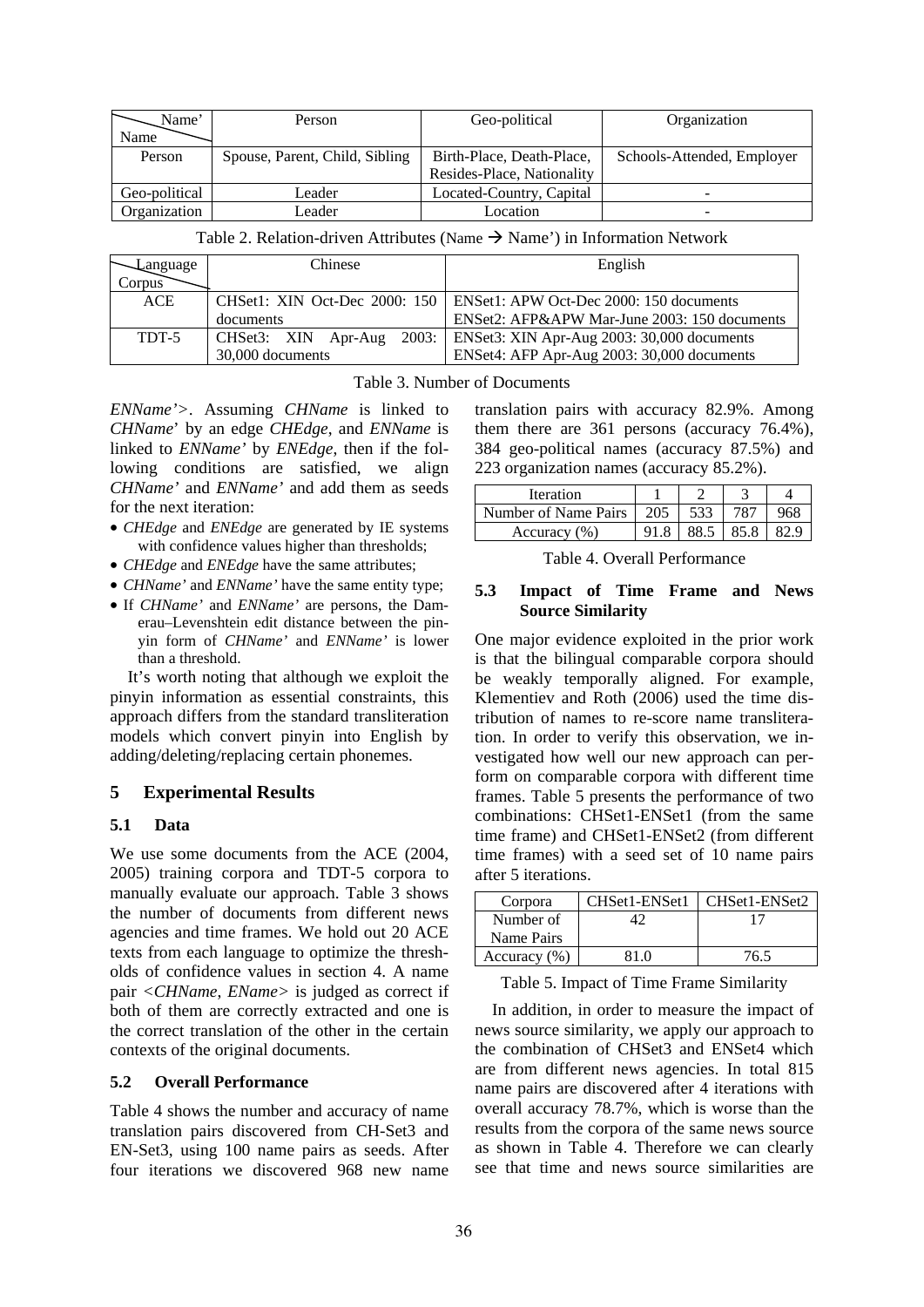| Name' / Name | Person | Geo-political | Organization |
| --- | --- | --- | --- |
| Person | Spouse, Parent, Child, Sibling | Birth-Place, Death-Place, Resides-Place, Nationality | Schools-Attended, Employer |
| Geo-political | Leader | Located-Country, Capital | - |
| Organization | Leader | Location | - |

Table 2. Relation-driven Attributes (Name → Name') in Information Network

| Language / Corpus | Chinese | English |
| --- | --- | --- |
| ACE | CHSet1: XIN Oct-Dec 2000: 150 documents | ENSet1: APW Oct-Dec 2000: 150 documents<br>ENSet2: AFP&APW Mar-June 2003: 150 documents |
| TDT-5 | CHSet3: XIN Apr-Aug 2003: 30,000 documents | ENSet3: XIN Apr-Aug 2003: 30,000 documents<br>ENSet4: AFP Apr-Aug 2003: 30,000 documents |

Table 3. Number of Documents

*ENName'*>. Assuming *CHName* is linked to *CHName*' by an edge *CHEdge*, and *ENName* is linked to *ENName'* by *ENEdge*, then if the following conditions are satisfied, we align *CHName'* and *ENName'* and add them as seeds for the next iteration:

- *CHEdge* and *ENEdge* are generated by IE systems with confidence values higher than thresholds;
- *CHEdge* and *ENEdge* have the same attributes;
- *CHName'* and *ENName'* have the same entity type;
- If *CHName'* and *ENName'* are persons, the Damerau–Levenshtein edit distance between the pinyin form of *CHName'* and *ENName'* is lower than a threshold.

It's worth noting that although we exploit the pinyin information as essential constraints, this approach differs from the standard transliteration models which convert pinyin into English by adding/deleting/replacing certain phonemes.

## 5 Experimental Results

### 5.1 Data

We use some documents from the ACE (2004, 2005) training corpora and TDT-5 corpora to manually evaluate our approach. Table 3 shows the number of documents from different news agencies and time frames. We hold out 20 ACE texts from each language to optimize the thresholds of confidence values in section 4. A name pair <*CHName*, *EName*> is judged as correct if both of them are correctly extracted and one is the correct translation of the other in the certain contexts of the original documents.

### 5.2 Overall Performance

Table 4 shows the number and accuracy of name translation pairs discovered from CH-Set3 and EN-Set3, using 100 name pairs as seeds. After four iterations we discovered 968 new name translation pairs with accuracy 82.9%. Among them there are 361 persons (accuracy 76.4%), 384 geo-political names (accuracy 87.5%) and 223 organization names (accuracy 85.2%).

| Iteration | 1 | 2 | 3 | 4 |
| --- | --- | --- | --- | --- |
| Number of Name Pairs | 205 | 533 | 787 | 968 |
| Accuracy (%) | 91.8 | 88.5 | 85.8 | 82.9 |

Table 4. Overall Performance

### 5.3 Impact of Time Frame and News Source Similarity

One major evidence exploited in the prior work is that the bilingual comparable corpora should be weakly temporally aligned. For example, Klementiev and Roth (2006) used the time distribution of names to re-score name transliteration. In order to verify this observation, we investigated how well our new approach can perform on comparable corpora with different time frames. Table 5 presents the performance of two combinations: CHSet1-ENSet1 (from the same time frame) and CHSet1-ENSet2 (from different time frames) with a seed set of 10 name pairs after 5 iterations.

| Corpora | CHSet1-ENSet1 | CHSet1-ENSet2 |
| --- | --- | --- |
| Number of Name Pairs | 42 | 17 |
| Accuracy (%) | 81.0 | 76.5 |

Table 5. Impact of Time Frame Similarity

In addition, in order to measure the impact of news source similarity, we apply our approach to the combination of CHSet3 and ENSet4 which are from different news agencies. In total 815 name pairs are discovered after 4 iterations with overall accuracy 78.7%, which is worse than the results from the corpora of the same news source as shown in Table 4. Therefore we can clearly see that time and news source similarities are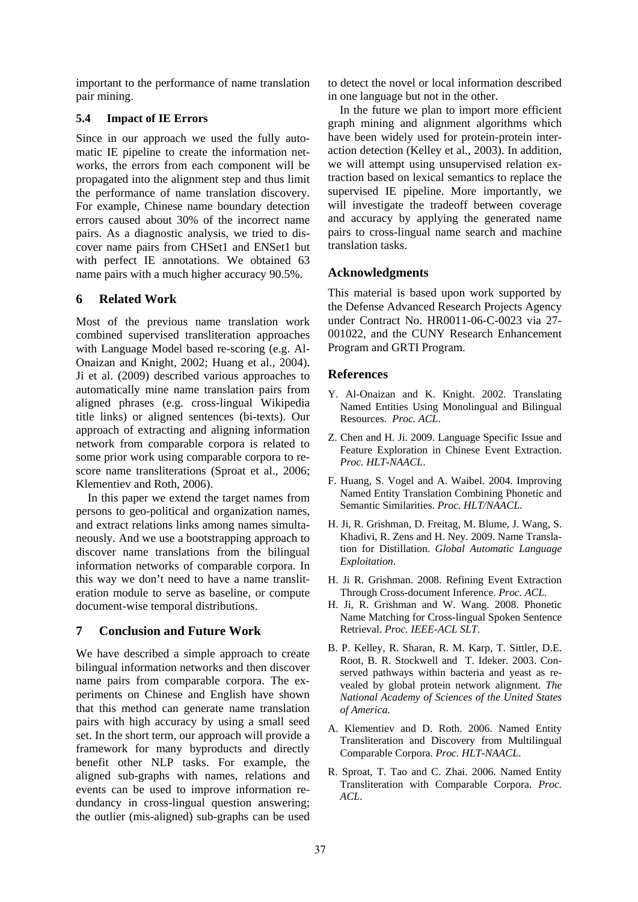important to the performance of name translation pair mining.

### 5.4 Impact of IE Errors

Since in our approach we used the fully automatic IE pipeline to create the information networks, the errors from each component will be propagated into the alignment step and thus limit the performance of name translation discovery. For example, Chinese name boundary detection errors caused about 30% of the incorrect name pairs. As a diagnostic analysis, we tried to discover name pairs from CHSet1 and ENSet1 but with perfect IE annotations. We obtained 63 name pairs with a much higher accuracy 90.5%.

## 6 Related Work

Most of the previous name translation work combined supervised transliteration approaches with Language Model based re-scoring (e.g. Al-Onaizan and Knight, 2002; Huang et al., 2004). Ji et al. (2009) described various approaches to automatically mine name translation pairs from aligned phrases (e.g. cross-lingual Wikipedia title links) or aligned sentences (bi-texts). Our approach of extracting and aligning information network from comparable corpora is related to some prior work using comparable corpora to re-score name transliterations (Sproat et al., 2006; Klementiev and Roth, 2006).

In this paper we extend the target names from persons to geo-political and organization names, and extract relations links among names simultaneously. And we use a bootstrapping approach to discover name translations from the bilingual information networks of comparable corpora. In this way we don't need to have a name transliteration module to serve as baseline, or compute document-wise temporal distributions.

## 7 Conclusion and Future Work

We have described a simple approach to create bilingual information networks and then discover name pairs from comparable corpora. The experiments on Chinese and English have shown that this method can generate name translation pairs with high accuracy by using a small seed set. In the short term, our approach will provide a framework for many byproducts and directly benefit other NLP tasks. For example, the aligned sub-graphs with names, relations and events can be used to improve information redundancy in cross-lingual question answering; the outlier (mis-aligned) sub-graphs can be used to detect the novel or local information described in one language but not in the other.

In the future we plan to import more efficient graph mining and alignment algorithms which have been widely used for protein-protein interaction detection (Kelley et al., 2003). In addition, we will attempt using unsupervised relation extraction based on lexical semantics to replace the supervised IE pipeline. More importantly, we will investigate the tradeoff between coverage and accuracy by applying the generated name pairs to cross-lingual name search and machine translation tasks.

## Acknowledgments

This material is based upon work supported by the Defense Advanced Research Projects Agency under Contract No. HR0011-06-C-0023 via 27-001022, and the CUNY Research Enhancement Program and GRTI Program.

## References

Y. Al-Onaizan and K. Knight. 2002. Translating Named Entities Using Monolingual and Bilingual Resources. *Proc. ACL*.

Z. Chen and H. Ji. 2009. Language Specific Issue and Feature Exploration in Chinese Event Extraction. *Proc. HLT-NAACL*.

F. Huang, S. Vogel and A. Waibel. 2004. Improving Named Entity Translation Combining Phonetic and Semantic Similarities. *Proc. HLT/NAACL*.

H. Ji, R. Grishman, D. Freitag, M. Blume, J. Wang, S. Khadivi, R. Zens and H. Ney. 2009. Name Translation for Distillation. *Global Automatic Language Exploitation*.

H. Ji R. Grishman. 2008. Refining Event Extraction Through Cross-document Inference. *Proc. ACL*.

H. Ji, R. Grishman and W. Wang. 2008. Phonetic Name Matching for Cross-lingual Spoken Sentence Retrieval. *Proc. IEEE-ACL SLT*.

B. P. Kelley, R. Sharan, R. M. Karp, T. Sittler, D.E. Root, B. R. Stockwell and T. Ideker. 2003. Conserved pathways within bacteria and yeast as revealed by global protein network alignment. *The National Academy of Sciences of the United States of America*.

A. Klementiev and D. Roth. 2006. Named Entity Transliteration and Discovery from Multilingual Comparable Corpora. *Proc. HLT-NAACL*.

R. Sproat, T. Tao and C. Zhai. 2006. Named Entity Transliteration with Comparable Corpora. *Proc. ACL*.